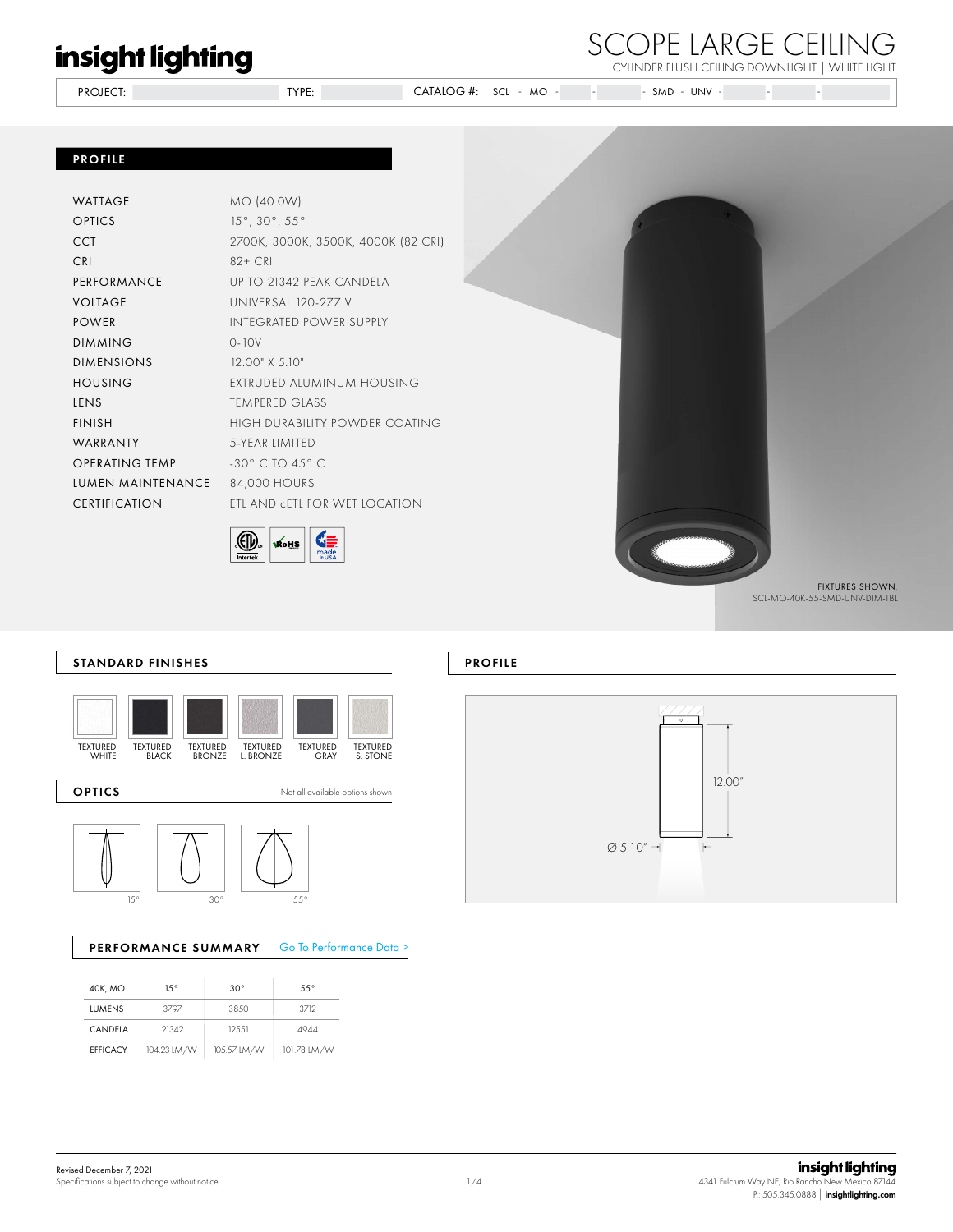insight lighting

# SCOPE LARGE CEILING

CYLINDER FLUSH CEILING DOWNLIGHT | WHITE LIGHT

PROJECT: TYPE: CATALOG #: SCL - MO - - - SMD - UNV - - -

## PROFILE

| | |
|---|---|
| WATTAGE | MO (40.0W) |
| OPTICS | 15°, 30°, 55° |
| CCT | 2700K, 3000K, 3500K, 4000K (82 CRI) |
| CRI | 82+ CRI |
| PERFORMANCE | UP TO 21342 PEAK CANDELA |
| VOLTAGE | UNIVERSAL 120-277 V |
| POWER | INTEGRATED POWER SUPPLY |
| DIMMING | 0-10V |
| DIMENSIONS | 12.00" X 5.10" |
| HOUSING | EXTRUDED ALUMINUM HOUSING |
| LENS | TEMPERED GLASS |
| FINISH | HIGH DURABILITY POWDER COATING |
| WARRANTY | 5-YEAR LIMITED |
| OPERATING TEMP | -30° C TO 45° C |
| LUMEN MAINTENANCE | 84,000 HOURS |
| CERTIFICATION | ETL AND cETL FOR WET LOCATION |

FIXTURES SHOWN: SCL-MO-40K-55-SMD-UNV-DIM-TBL

## STANDARD FINISHES

TEXTURED WHITE | TEXTURED BLACK | TEXTURED BRONZE | TEXTURED L. BRONZE | TEXTURED GRAY | TEXTURED S. STONE

## OPTICS

Not all available options shown

15° | 30° | 55°

## PROFILE

12.00"

Ø 5.10"

## PERFORMANCE SUMMARY

Go To Performance Data >

| 40K, MO | 15° | 30° | 55° |
|---|---|---|---|
| LUMENS | 3797 | 3850 | 3712 |
| CANDELA | 21342 | 12551 | 4944 |
| EFFICACY | 104.23 LM/W | 105.57 LM/W | 101.78 LM/W |

Revised December 7, 2021
Specifications subject to change without notice

insight lighting
4341 Fulcrum Way NE, Rio Rancho New Mexico 87144
P: 505.345.0888 | insightlighting.com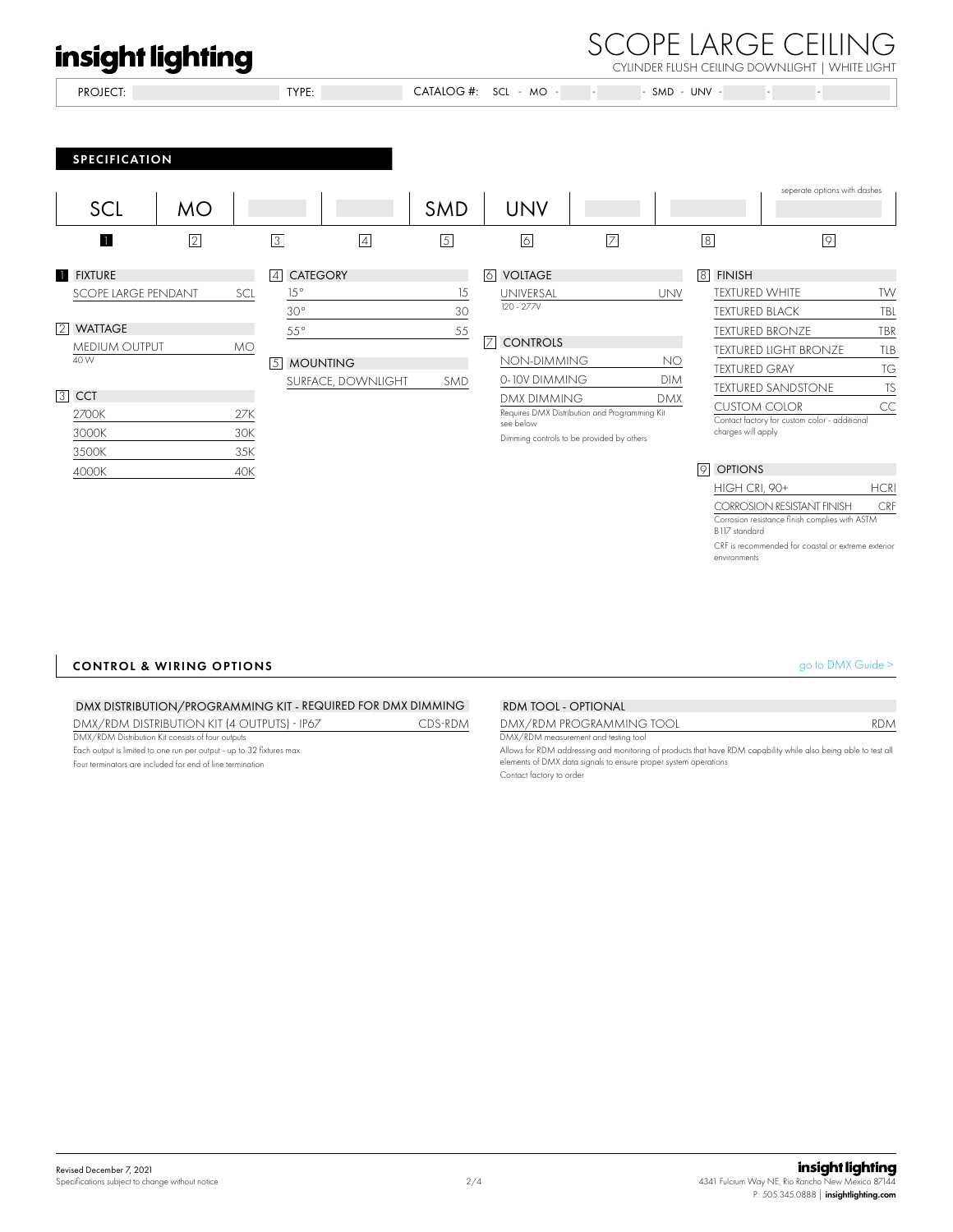# SCOPE LARGE CEILING

CYLINDER FLUSH CEILING DOWNLIGHT | WHITE LIGHT

PROJECT: TYPE: CATALOG #: SCL - MO - - - SMD - UNV - - -

## SPECIFICATION

| SCL | MO | | | SMD | UNV | | | seperate options with dashes |
|---|---|---|---|---|---|---|---|---|
| 1 | 2 | 3 | 4 | 5 | 6 | 7 | 8 | 9 |

**1 FIXTURE**

| | |
|---|---|
| SCOPE LARGE PENDANT | SCL |

**2 WATTAGE**

| | |
|---|---|
| MEDIUM OUTPUT | MO |

40 W

**3 CCT**

| | |
|---|---|
| 2700K | 27K |
| 3000K | 30K |
| 3500K | 35K |
| 4000K | 40K |

**4 CATEGORY**

| | |
|---|---|
| 15° | 15 |
| 30° | 30 |
| 55° | 55 |

**5 MOUNTING**

| | |
|---|---|
| SURFACE, DOWNLIGHT | SMD |

**6 VOLTAGE**

| | |
|---|---|
| UNIVERSAL | UNV |

120 - 277V

**7 CONTROLS**

| | |
|---|---|
| NON-DIMMING | NO |
| 0-10V DIMMING | DIM |
| DMX DIMMING | DMX |

Requires DMX Distribution and Programming Kit see below

Dimming controls to be provided by others

**8 FINISH**

| | |
|---|---|
| TEXTURED WHITE | TW |
| TEXTURED BLACK | TBL |
| TEXTURED BRONZE | TBR |
| TEXTURED LIGHT BRONZE | TLB |
| TEXTURED GRAY | TG |
| TEXTURED SANDSTONE | TS |
| CUSTOM COLOR | CC |

Contact factory for custom color - additional charges will apply

**9 OPTIONS**

| | |
|---|---|
| HIGH CRI, 90+ | HCRI |
| CORROSION RESISTANT FINISH | CRF |

Corrosion resistance finish complies with ASTM B117 standard

CRF is recommended for coastal or extreme exterior environments

## CONTROL & WIRING OPTIONS

go to DMX Guide >

**DMX DISTRIBUTION/PROGRAMMING KIT - REQUIRED FOR DMX DIMMING**

| | |
|---|---|
| DMX/RDM DISTRIBUTION KIT (4 OUTPUTS) - IP67 | CDS-RDM |

DMX/RDM Distribution Kit consists of four outputs

Each output is limited to one run per output - up to 32 fixtures max

Four terminators are included for end of line termination

**RDM TOOL - OPTIONAL**

| | |
|---|---|
| DMX/RDM PROGRAMMING TOOL | RDM |

DMX/RDM measurement and testing tool

Allows for RDM addressing and monitoring of products that have RDM capability while also being able to test all elements of DMX data signals to ensure proper system operations

Contact factory to order

Revised December 7, 2021
Specifications subject to change without notice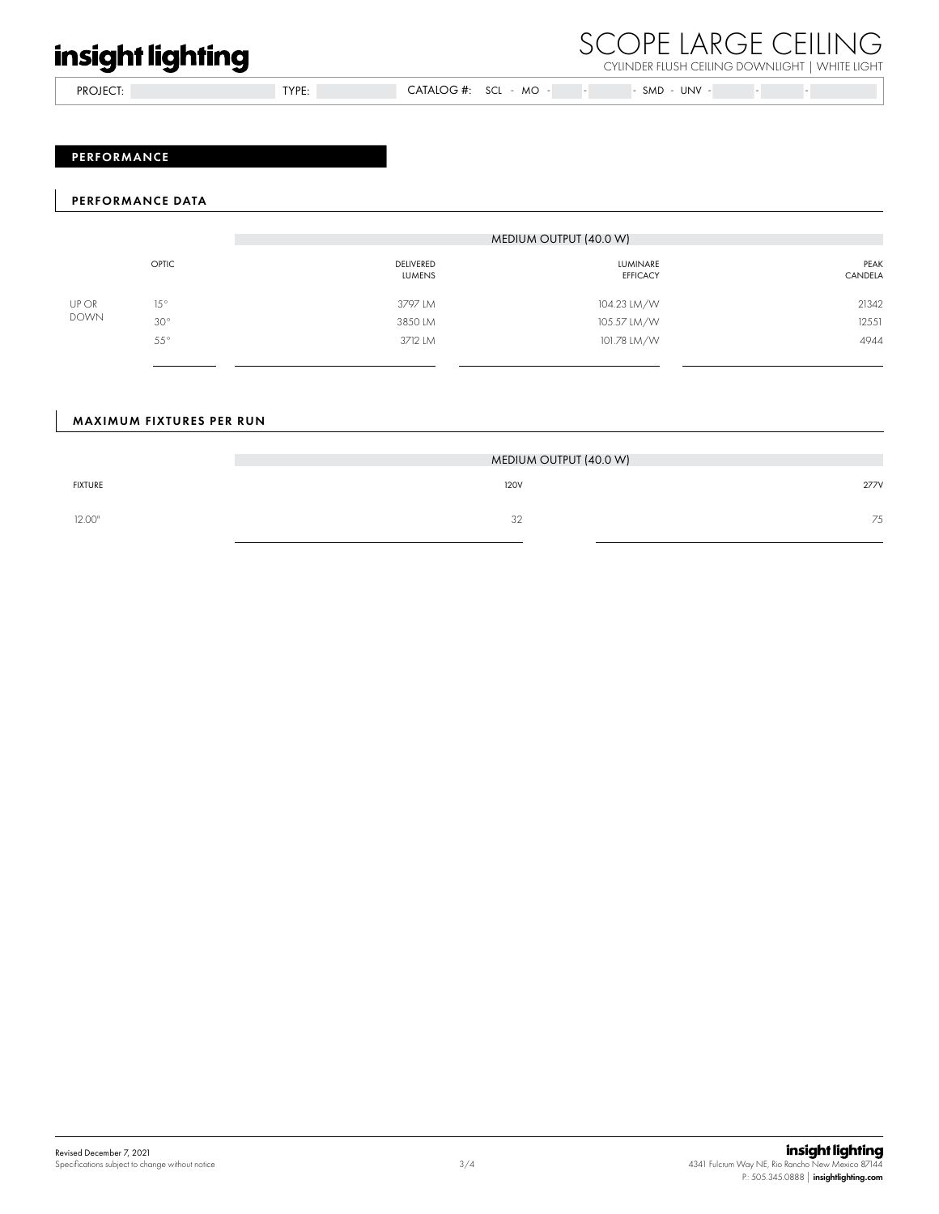## PERFORMANCE

### PERFORMANCE DATA

| | | MEDIUM OUTPUT (40.0 W) | | |
|---|---|---|---|---|
| | OPTIC | DELIVERED LUMENS | LUMINARE EFFICACY | PEAK CANDELA |
| UP OR DOWN | 15° | 3797 LM | 104.23 LM/W | 21342 |
| | 30° | 3850 LM | 105.57 LM/W | 12551 |
| | 55° | 3712 LM | 101.78 LM/W | 4944 |

### MAXIMUM FIXTURES PER RUN

| | MEDIUM OUTPUT (40.0 W) | |
|---|---|---|
| FIXTURE | 120V | 277V |
| 12.00" | 32 | 75 |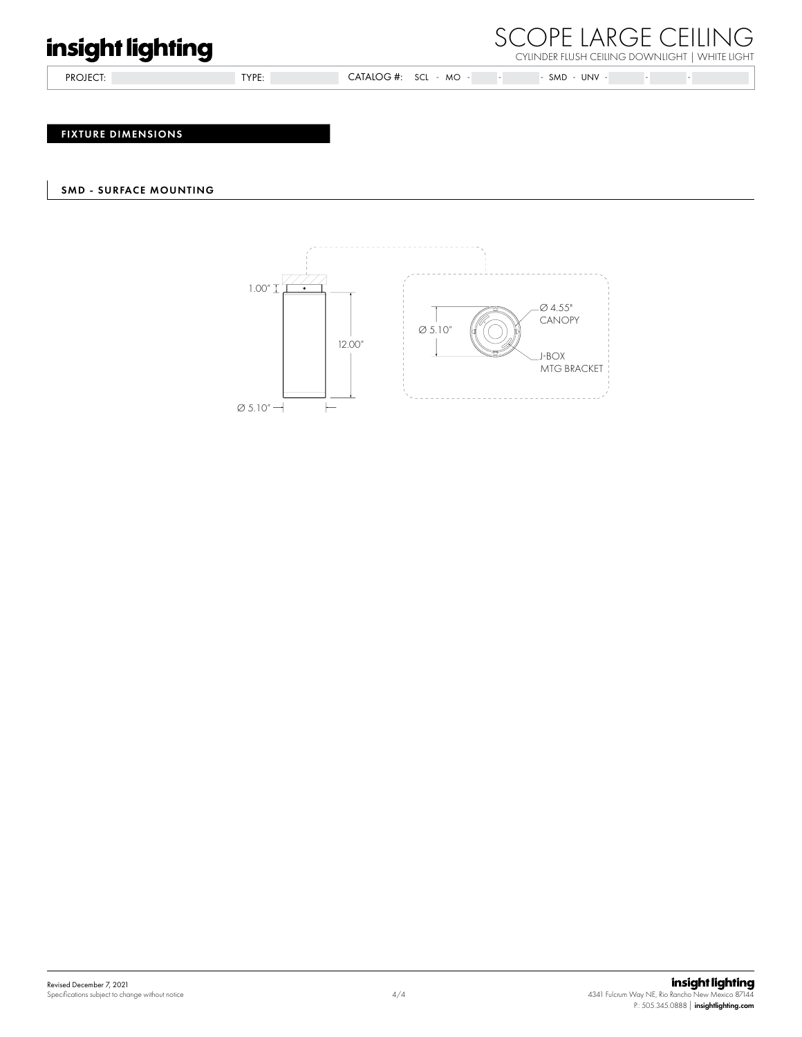# SCOPE LARGE CEILING

CYLINDER FLUSH CEILING DOWNLIGHT | WHITE LIGHT

PROJECT: TYPE: CATALOG #: SCL - MO - - - SMD - UNV - - -

## FIXTURE DIMENSIONS

### SMD - SURFACE MOUNTING

1.00"

12.00"

Ø 5.10"

Ø 5.10"

Ø 4.55" CANOPY

J-BOX MTG BRACKET

Revised December 7, 2021
Specifications subject to change without notice

insight lighting
4341 Fulcrum Way NE, Rio Rancho New Mexico 87144
P: 505.345.0888 | insightlighting.com